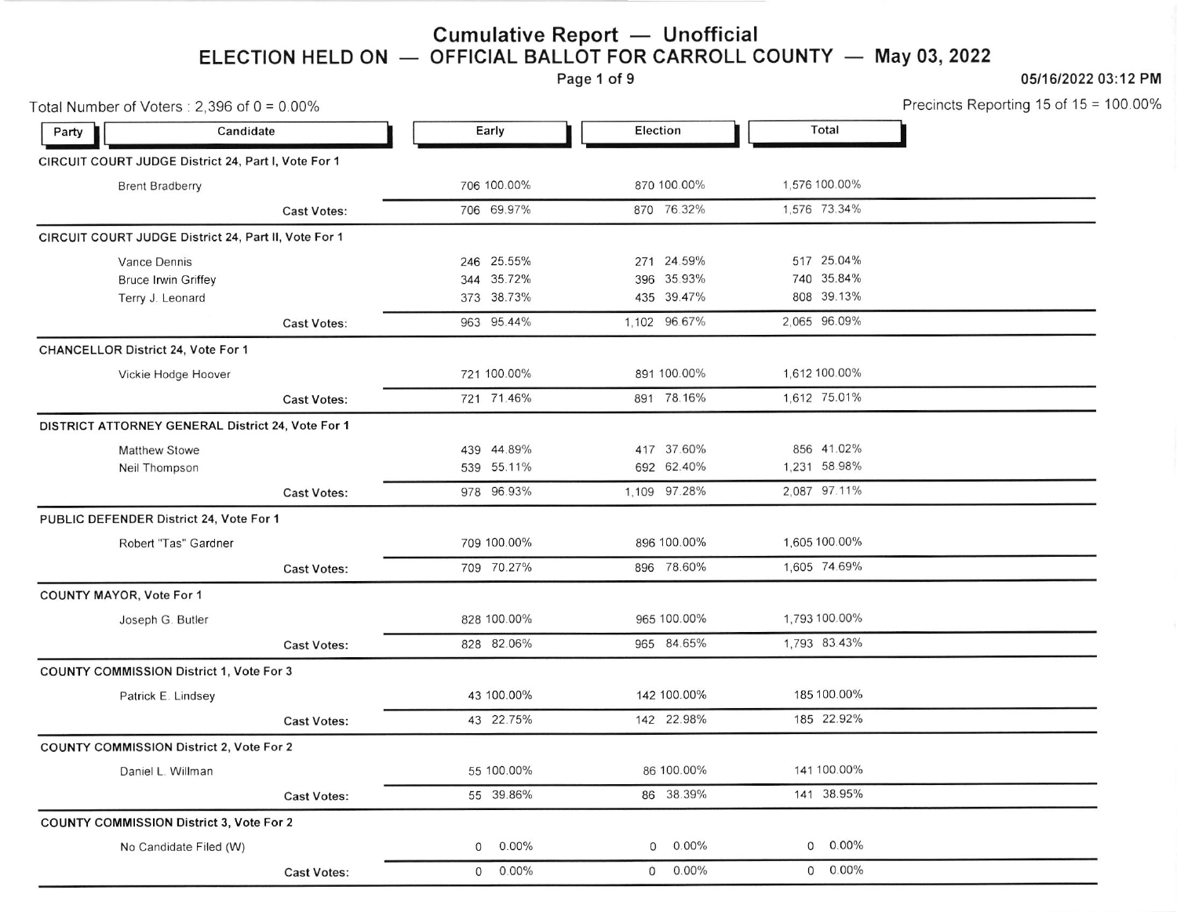# Cumulative Report — Unofficial

## ELECTION HELD ON — OFFICIAL BALLOT FOR CARROLL COUNTY — May 03, 2022

05/16/2022 03:12 PM

Total Number of Voters : 2,396 of 0 = 0.00%

Precincts Reporting 15 of 15 = 100.00%

| Party | Candidate | Early | | Election | | Total | |
|---|---|---|---|---|---|---|---|
| **CIRCUIT COURT JUDGE District 24, Part I, Vote For 1** | | | | | | | |
| | Brent Bradberry | 706 | 100.00% | 870 | 100.00% | 1,576 | 100.00% |
| | **Cast Votes:** | 706 | 69.97% | 870 | 76.32% | 1,576 | 73.34% |
| **CIRCUIT COURT JUDGE District 24, Part II, Vote For 1** | | | | | | | |
| | Vance Dennis | 246 | 25.55% | 271 | 24.59% | 517 | 25.04% |
| | Bruce Irwin Griffey | 344 | 35.72% | 396 | 35.93% | 740 | 35.84% |
| | Terry J. Leonard | 373 | 38.73% | 435 | 39.47% | 808 | 39.13% |
| | **Cast Votes:** | 963 | 95.44% | 1,102 | 96.67% | 2,065 | 96.09% |
| **CHANCELLOR District 24, Vote For 1** | | | | | | | |
| | Vickie Hodge Hoover | 721 | 100.00% | 891 | 100.00% | 1,612 | 100.00% |
| | **Cast Votes:** | 721 | 71.46% | 891 | 78.16% | 1,612 | 75.01% |
| **DISTRICT ATTORNEY GENERAL District 24, Vote For 1** | | | | | | | |
| | Matthew Stowe | 439 | 44.89% | 417 | 37.60% | 856 | 41.02% |
| | Neil Thompson | 539 | 55.11% | 692 | 62.40% | 1,231 | 58.98% |
| | **Cast Votes:** | 978 | 96.93% | 1,109 | 97.28% | 2,087 | 97.11% |
| **PUBLIC DEFENDER District 24, Vote For 1** | | | | | | | |
| | Robert "Tas" Gardner | 709 | 100.00% | 896 | 100.00% | 1,605 | 100.00% |
| | **Cast Votes:** | 709 | 70.27% | 896 | 78.60% | 1,605 | 74.69% |
| **COUNTY MAYOR, Vote For 1** | | | | | | | |
| | Joseph G. Butler | 828 | 100.00% | 965 | 100.00% | 1,793 | 100.00% |
| | **Cast Votes:** | 828 | 82.06% | 965 | 84.65% | 1,793 | 83.43% |
| **COUNTY COMMISSION District 1, Vote For 3** | | | | | | | |
| | Patrick E. Lindsey | 43 | 100.00% | 142 | 100.00% | 185 | 100.00% |
| | **Cast Votes:** | 43 | 22.75% | 142 | 22.98% | 185 | 22.92% |
| **COUNTY COMMISSION District 2, Vote For 2** | | | | | | | |
| | Daniel L. Willman | 55 | 100.00% | 86 | 100.00% | 141 | 100.00% |
| | **Cast Votes:** | 55 | 39.86% | 86 | 38.39% | 141 | 38.95% |
| **COUNTY COMMISSION District 3, Vote For 2** | | | | | | | |
| | No Candidate Filed (W) | 0 | 0.00% | 0 | 0.00% | 0 | 0.00% |
| | **Cast Votes:** | 0 | 0.00% | 0 | 0.00% | 0 | 0.00% |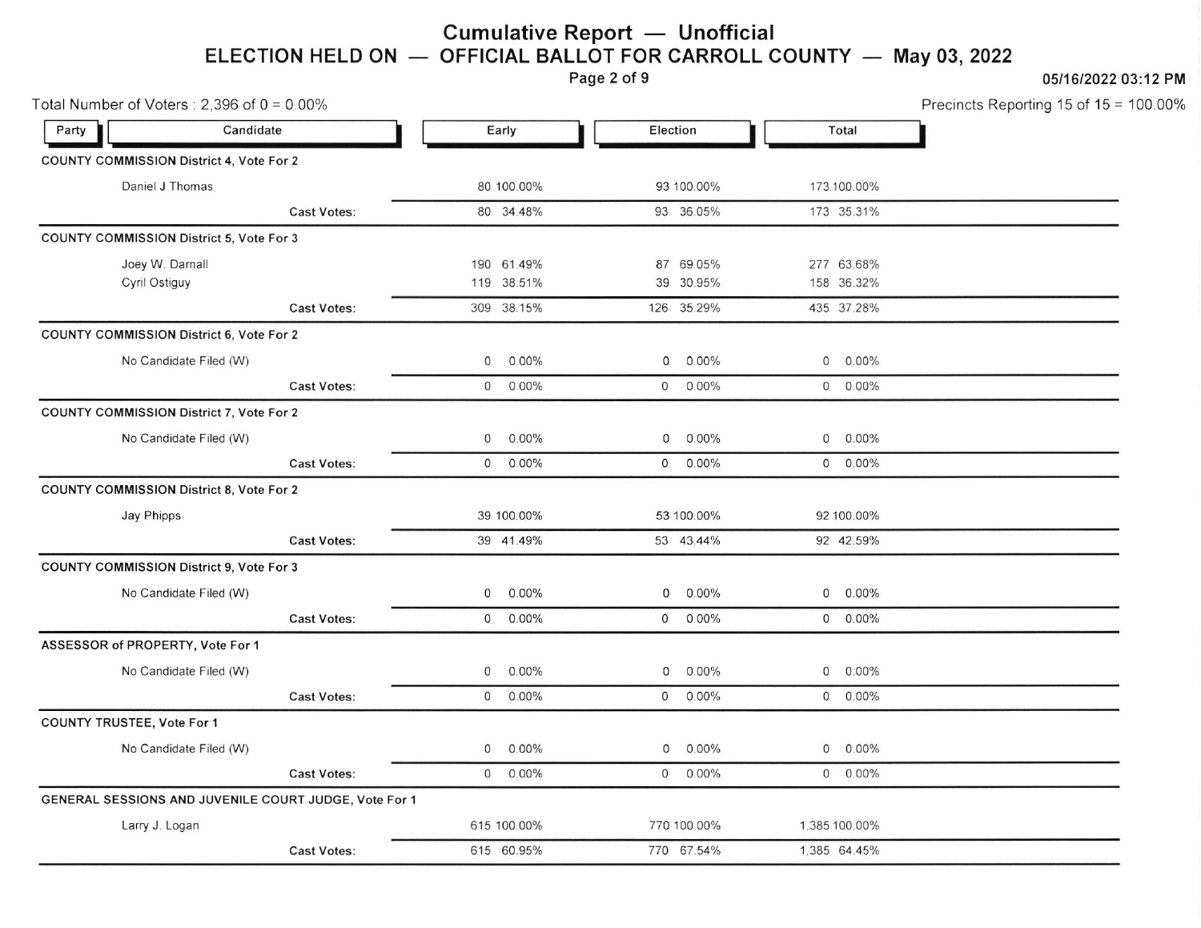# Cumulative Report — Unofficial

## ELECTION HELD ON — OFFICIAL BALLOT FOR CARROLL COUNTY — May 03, 2022

05/16/2022 03:12 PM

Total Number of Voters : 2,396 of 0 = 0.00%

Precincts Reporting 15 of 15 = 100.00%

| Party | Candidate | Early | Election | Total |
|---|---|---|---|---|
| **COUNTY COMMISSION District 4, Vote For 2** | | | | |
| | Daniel J Thomas | 80 100.00% | 93 100.00% | 173 100.00% |
| | Cast Votes: | 80 34.48% | 93 36.05% | 173 35.31% |
| **COUNTY COMMISSION District 5, Vote For 3** | | | | |
| | Joey W. Darnall | 190 61.49% | 87 69.05% | 277 63.68% |
| | Cyril Ostiguy | 119 38.51% | 39 30.95% | 158 36.32% |
| | Cast Votes: | 309 38.15% | 126 35.29% | 435 37.28% |
| **COUNTY COMMISSION District 6, Vote For 2** | | | | |
| | No Candidate Filed (W) | 0 0.00% | 0 0.00% | 0 0.00% |
| | Cast Votes: | 0 0.00% | 0 0.00% | 0 0.00% |
| **COUNTY COMMISSION District 7, Vote For 2** | | | | |
| | No Candidate Filed (W) | 0 0.00% | 0 0.00% | 0 0.00% |
| | Cast Votes: | 0 0.00% | 0 0.00% | 0 0.00% |
| **COUNTY COMMISSION District 8, Vote For 2** | | | | |
| | Jay Phipps | 39 100.00% | 53 100.00% | 92 100.00% |
| | Cast Votes: | 39 41.49% | 53 43.44% | 92 42.59% |
| **COUNTY COMMISSION District 9, Vote For 3** | | | | |
| | No Candidate Filed (W) | 0 0.00% | 0 0.00% | 0 0.00% |
| | Cast Votes: | 0 0.00% | 0 0.00% | 0 0.00% |
| **ASSESSOR of PROPERTY, Vote For 1** | | | | |
| | No Candidate Filed (W) | 0 0.00% | 0 0.00% | 0 0.00% |
| | Cast Votes: | 0 0.00% | 0 0.00% | 0 0.00% |
| **COUNTY TRUSTEE, Vote For 1** | | | | |
| | No Candidate Filed (W) | 0 0.00% | 0 0.00% | 0 0.00% |
| | Cast Votes: | 0 0.00% | 0 0.00% | 0 0.00% |
| **GENERAL SESSIONS AND JUVENILE COURT JUDGE, Vote For 1** | | | | |
| | Larry J. Logan | 615 100.00% | 770 100.00% | 1,385 100.00% |
| | Cast Votes: | 615 60.95% | 770 67.54% | 1,385 64.45% |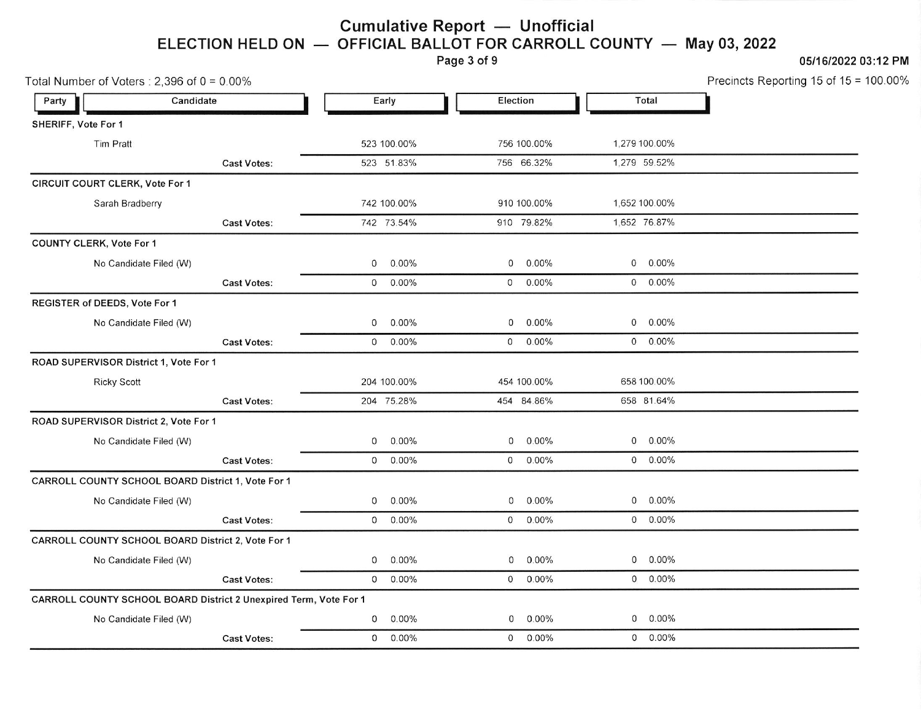# Cumulative Report — Unofficial

## ELECTION HELD ON — OFFICIAL BALLOT FOR CARROLL COUNTY — May 03, 2022

05/16/2022 03:12 PM

Total Number of Voters : 2,396 of 0 = 0.00%

Precincts Reporting 15 of 15 = 100.00%

| Party | Candidate | Early | Election | Total |
|---|---|---|---|---|
| **SHERIFF, Vote For 1** | | | | |
| | Tim Pratt | 523 100.00% | 756 100.00% | 1,279 100.00% |
| | **Cast Votes:** | 523 51.83% | 756 66.32% | 1,279 59.52% |
| **CIRCUIT COURT CLERK, Vote For 1** | | | | |
| | Sarah Bradberry | 742 100.00% | 910 100.00% | 1,652 100.00% |
| | **Cast Votes:** | 742 73.54% | 910 79.82% | 1,652 76.87% |
| **COUNTY CLERK, Vote For 1** | | | | |
| | No Candidate Filed (W) | 0 0.00% | 0 0.00% | 0 0.00% |
| | **Cast Votes:** | 0 0.00% | 0 0.00% | 0 0.00% |
| **REGISTER of DEEDS, Vote For 1** | | | | |
| | No Candidate Filed (W) | 0 0.00% | 0 0.00% | 0 0.00% |
| | **Cast Votes:** | 0 0.00% | 0 0.00% | 0 0.00% |
| **ROAD SUPERVISOR District 1, Vote For 1** | | | | |
| | Ricky Scott | 204 100.00% | 454 100.00% | 658 100.00% |
| | **Cast Votes:** | 204 75.28% | 454 84.86% | 658 81.64% |
| **ROAD SUPERVISOR District 2, Vote For 1** | | | | |
| | No Candidate Filed (W) | 0 0.00% | 0 0.00% | 0 0.00% |
| | **Cast Votes:** | 0 0.00% | 0 0.00% | 0 0.00% |
| **CARROLL COUNTY SCHOOL BOARD District 1, Vote For 1** | | | | |
| | No Candidate Filed (W) | 0 0.00% | 0 0.00% | 0 0.00% |
| | **Cast Votes:** | 0 0.00% | 0 0.00% | 0 0.00% |
| **CARROLL COUNTY SCHOOL BOARD District 2, Vote For 1** | | | | |
| | No Candidate Filed (W) | 0 0.00% | 0 0.00% | 0 0.00% |
| | **Cast Votes:** | 0 0.00% | 0 0.00% | 0 0.00% |
| **CARROLL COUNTY SCHOOL BOARD District 2 Unexpired Term, Vote For 1** | | | | |
| | No Candidate Filed (W) | 0 0.00% | 0 0.00% | 0 0.00% |
| | **Cast Votes:** | 0 0.00% | 0 0.00% | 0 0.00% |